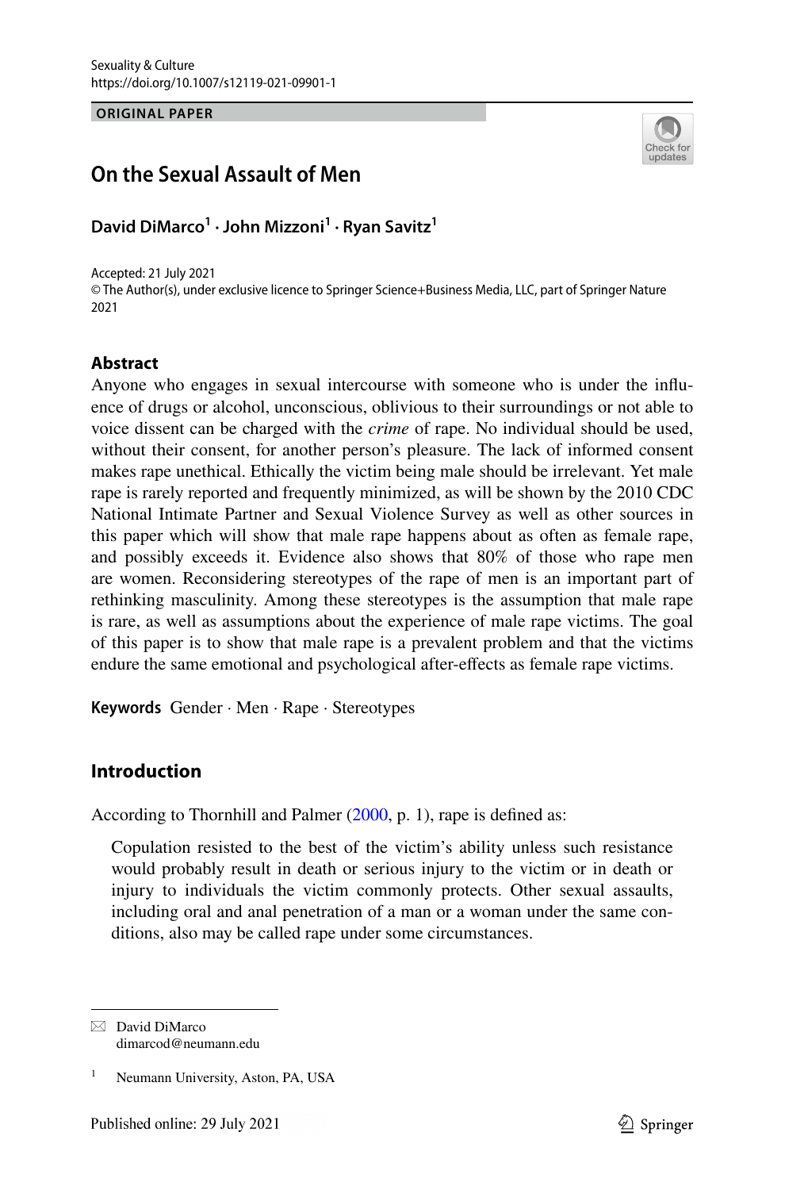Sexuality & Culture
https://doi.org/10.1007/s12119-021-09901-1

**ORIGINAL PAPER**

# On the Sexual Assault of Men

**David DiMarco[1] · John Mizzoni[1] · Ryan Savitz[1]**

Accepted: 21 July 2021
© The Author(s), under exclusive licence to Springer Science+Business Media, LLC, part of Springer Nature 2021

## Abstract

Anyone who engages in sexual intercourse with someone who is under the influence of drugs or alcohol, unconscious, oblivious to their surroundings or not able to voice dissent can be charged with the *crime* of rape. No individual should be used, without their consent, for another person's pleasure. The lack of informed consent makes rape unethical. Ethically the victim being male should be irrelevant. Yet male rape is rarely reported and frequently minimized, as will be shown by the 2010 CDC National Intimate Partner and Sexual Violence Survey as well as other sources in this paper which will show that male rape happens about as often as female rape, and possibly exceeds it. Evidence also shows that 80% of those who rape men are women. Reconsidering stereotypes of the rape of men is an important part of rethinking masculinity. Among these stereotypes is the assumption that male rape is rare, as well as assumptions about the experience of male rape victims. The goal of this paper is to show that male rape is a prevalent problem and that the victims endure the same emotional and psychological after-effects as female rape victims.

**Keywords** Gender · Men · Rape · Stereotypes

## Introduction

According to Thornhill and Palmer (2000, p. 1), rape is defined as:

> Copulation resisted to the best of the victim's ability unless such resistance would probably result in death or serious injury to the victim or in death or injury to individuals the victim commonly protects. Other sexual assaults, including oral and anal penetration of a man or a woman under the same conditions, also may be called rape under some circumstances.

---

✉ David DiMarco
dimarcod@neumann.edu

[1] Neumann University, Aston, PA, USA

Published online: 29 July 2021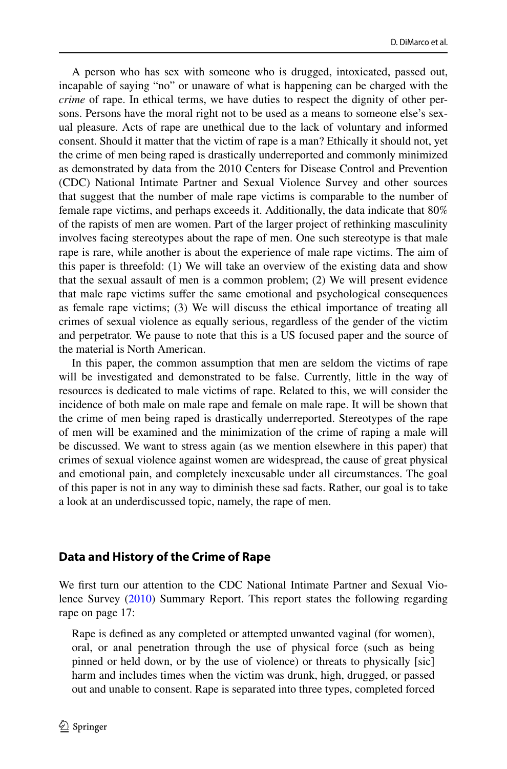A person who has sex with someone who is drugged, intoxicated, passed out, incapable of saying "no" or unaware of what is happening can be charged with the *crime* of rape. In ethical terms, we have duties to respect the dignity of other persons. Persons have the moral right not to be used as a means to someone else's sexual pleasure. Acts of rape are unethical due to the lack of voluntary and informed consent. Should it matter that the victim of rape is a man? Ethically it should not, yet the crime of men being raped is drastically underreported and commonly minimized as demonstrated by data from the 2010 Centers for Disease Control and Prevention (CDC) National Intimate Partner and Sexual Violence Survey and other sources that suggest that the number of male rape victims is comparable to the number of female rape victims, and perhaps exceeds it. Additionally, the data indicate that 80% of the rapists of men are women. Part of the larger project of rethinking masculinity involves facing stereotypes about the rape of men. One such stereotype is that male rape is rare, while another is about the experience of male rape victims. The aim of this paper is threefold: (1) We will take an overview of the existing data and show that the sexual assault of men is a common problem; (2) We will present evidence that male rape victims suffer the same emotional and psychological consequences as female rape victims; (3) We will discuss the ethical importance of treating all crimes of sexual violence as equally serious, regardless of the gender of the victim and perpetrator. We pause to note that this is a US focused paper and the source of the material is North American.

In this paper, the common assumption that men are seldom the victims of rape will be investigated and demonstrated to be false. Currently, little in the way of resources is dedicated to male victims of rape. Related to this, we will consider the incidence of both male on male rape and female on male rape. It will be shown that the crime of men being raped is drastically underreported. Stereotypes of the rape of men will be examined and the minimization of the crime of raping a male will be discussed. We want to stress again (as we mention elsewhere in this paper) that crimes of sexual violence against women are widespread, the cause of great physical and emotional pain, and completely inexcusable under all circumstances. The goal of this paper is not in any way to diminish these sad facts. Rather, our goal is to take a look at an underdiscussed topic, namely, the rape of men.

## Data and History of the Crime of Rape

We first turn our attention to the CDC National Intimate Partner and Sexual Violence Survey (2010) Summary Report. This report states the following regarding rape on page 17:

> Rape is defined as any completed or attempted unwanted vaginal (for women), oral, or anal penetration through the use of physical force (such as being pinned or held down, or by the use of violence) or threats to physically [sic] harm and includes times when the victim was drunk, high, drugged, or passed out and unable to consent. Rape is separated into three types, completed forced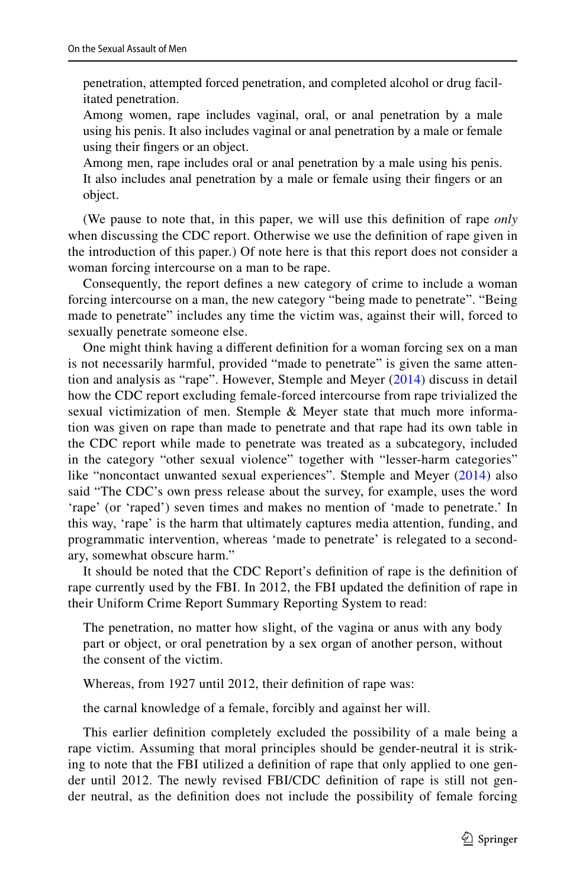penetration, attempted forced penetration, and completed alcohol or drug facilitated penetration.

> Among women, rape includes vaginal, oral, or anal penetration by a male using his penis. It also includes vaginal or anal penetration by a male or female using their fingers or an object.
>
> Among men, rape includes oral or anal penetration by a male using his penis. It also includes anal penetration by a male or female using their fingers or an object.

(We pause to note that, in this paper, we will use this definition of rape *only* when discussing the CDC report. Otherwise we use the definition of rape given in the introduction of this paper.) Of note here is that this report does not consider a woman forcing intercourse on a man to be rape.

Consequently, the report defines a new category of crime to include a woman forcing intercourse on a man, the new category "being made to penetrate". "Being made to penetrate" includes any time the victim was, against their will, forced to sexually penetrate someone else.

One might think having a different definition for a woman forcing sex on a man is not necessarily harmful, provided "made to penetrate" is given the same attention and analysis as "rape". However, Stemple and Meyer (2014) discuss in detail how the CDC report excluding female-forced intercourse from rape trivialized the sexual victimization of men. Stemple & Meyer state that much more information was given on rape than made to penetrate and that rape had its own table in the CDC report while made to penetrate was treated as a subcategory, included in the category "other sexual violence" together with "lesser-harm categories" like "noncontact unwanted sexual experiences". Stemple and Meyer (2014) also said "The CDC's own press release about the survey, for example, uses the word 'rape' (or 'raped') seven times and makes no mention of 'made to penetrate.' In this way, 'rape' is the harm that ultimately captures media attention, funding, and programmatic intervention, whereas 'made to penetrate' is relegated to a secondary, somewhat obscure harm."

It should be noted that the CDC Report's definition of rape is the definition of rape currently used by the FBI. In 2012, the FBI updated the definition of rape in their Uniform Crime Report Summary Reporting System to read:

> The penetration, no matter how slight, of the vagina or anus with any body part or object, or oral penetration by a sex organ of another person, without the consent of the victim.

Whereas, from 1927 until 2012, their definition of rape was:

> the carnal knowledge of a female, forcibly and against her will.

This earlier definition completely excluded the possibility of a male being a rape victim. Assuming that moral principles should be gender-neutral it is striking to note that the FBI utilized a definition of rape that only applied to one gender until 2012. The newly revised FBI/CDC definition of rape is still not gender neutral, as the definition does not include the possibility of female forcing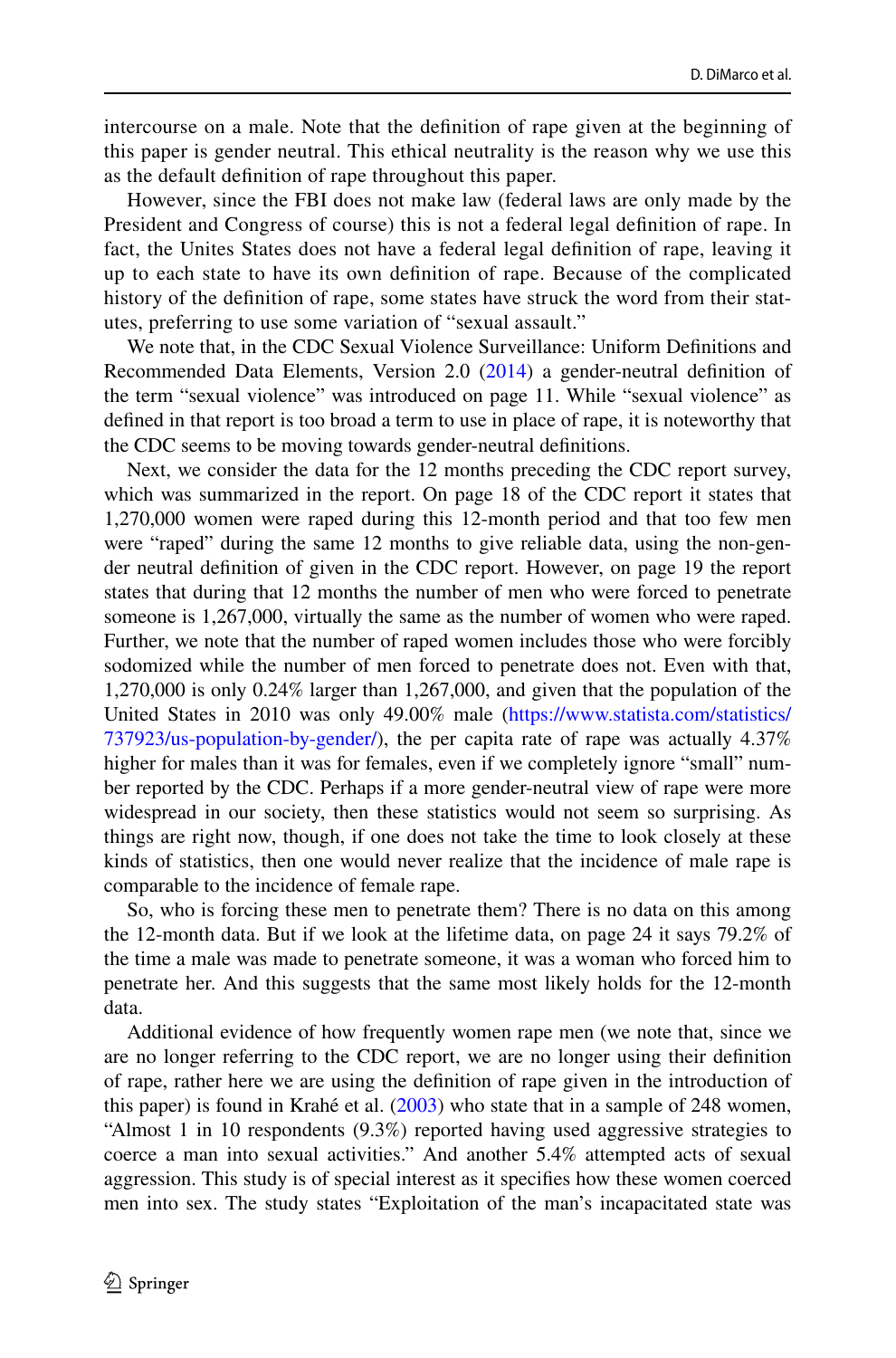intercourse on a male. Note that the definition of rape given at the beginning of this paper is gender neutral. This ethical neutrality is the reason why we use this as the default definition of rape throughout this paper.

However, since the FBI does not make law (federal laws are only made by the President and Congress of course) this is not a federal legal definition of rape. In fact, the Unites States does not have a federal legal definition of rape, leaving it up to each state to have its own definition of rape. Because of the complicated history of the definition of rape, some states have struck the word from their statutes, preferring to use some variation of "sexual assault."

We note that, in the CDC Sexual Violence Surveillance: Uniform Definitions and Recommended Data Elements, Version 2.0 (2014) a gender-neutral definition of the term "sexual violence" was introduced on page 11. While "sexual violence" as defined in that report is too broad a term to use in place of rape, it is noteworthy that the CDC seems to be moving towards gender-neutral definitions.

Next, we consider the data for the 12 months preceding the CDC report survey, which was summarized in the report. On page 18 of the CDC report it states that 1,270,000 women were raped during this 12-month period and that too few men were "raped" during the same 12 months to give reliable data, using the non-gender neutral definition of given in the CDC report. However, on page 19 the report states that during that 12 months the number of men who were forced to penetrate someone is 1,267,000, virtually the same as the number of women who were raped. Further, we note that the number of raped women includes those who were forcibly sodomized while the number of men forced to penetrate does not. Even with that, 1,270,000 is only 0.24% larger than 1,267,000, and given that the population of the United States in 2010 was only 49.00% male (https://www.statista.com/statistics/737923/us-population-by-gender/), the per capita rate of rape was actually 4.37% higher for males than it was for females, even if we completely ignore "small" number reported by the CDC. Perhaps if a more gender-neutral view of rape were more widespread in our society, then these statistics would not seem so surprising. As things are right now, though, if one does not take the time to look closely at these kinds of statistics, then one would never realize that the incidence of male rape is comparable to the incidence of female rape.

So, who is forcing these men to penetrate them? There is no data on this among the 12-month data. But if we look at the lifetime data, on page 24 it says 79.2% of the time a male was made to penetrate someone, it was a woman who forced him to penetrate her. And this suggests that the same most likely holds for the 12-month data.

Additional evidence of how frequently women rape men (we note that, since we are no longer referring to the CDC report, we are no longer using their definition of rape, rather here we are using the definition of rape given in the introduction of this paper) is found in Krahé et al. (2003) who state that in a sample of 248 women, "Almost 1 in 10 respondents (9.3%) reported having used aggressive strategies to coerce a man into sexual activities." And another 5.4% attempted acts of sexual aggression. This study is of special interest as it specifies how these women coerced men into sex. The study states "Exploitation of the man's incapacitated state was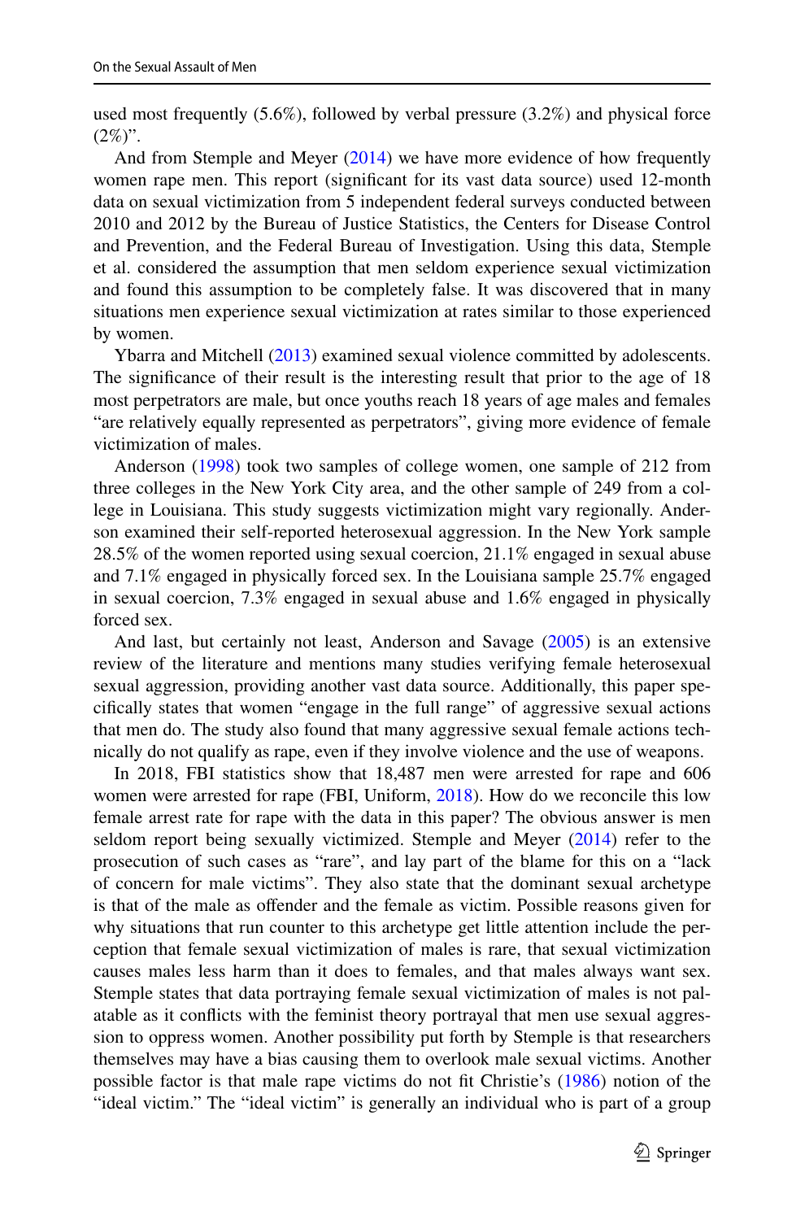used most frequently (5.6%), followed by verbal pressure (3.2%) and physical force (2%)".

And from Stemple and Meyer (2014) we have more evidence of how frequently women rape men. This report (significant for its vast data source) used 12-month data on sexual victimization from 5 independent federal surveys conducted between 2010 and 2012 by the Bureau of Justice Statistics, the Centers for Disease Control and Prevention, and the Federal Bureau of Investigation. Using this data, Stemple et al. considered the assumption that men seldom experience sexual victimization and found this assumption to be completely false. It was discovered that in many situations men experience sexual victimization at rates similar to those experienced by women.

Ybarra and Mitchell (2013) examined sexual violence committed by adolescents. The significance of their result is the interesting result that prior to the age of 18 most perpetrators are male, but once youths reach 18 years of age males and females "are relatively equally represented as perpetrators", giving more evidence of female victimization of males.

Anderson (1998) took two samples of college women, one sample of 212 from three colleges in the New York City area, and the other sample of 249 from a college in Louisiana. This study suggests victimization might vary regionally. Anderson examined their self-reported heterosexual aggression. In the New York sample 28.5% of the women reported using sexual coercion, 21.1% engaged in sexual abuse and 7.1% engaged in physically forced sex. In the Louisiana sample 25.7% engaged in sexual coercion, 7.3% engaged in sexual abuse and 1.6% engaged in physically forced sex.

And last, but certainly not least, Anderson and Savage (2005) is an extensive review of the literature and mentions many studies verifying female heterosexual sexual aggression, providing another vast data source. Additionally, this paper specifically states that women "engage in the full range" of aggressive sexual actions that men do. The study also found that many aggressive sexual female actions technically do not qualify as rape, even if they involve violence and the use of weapons.

In 2018, FBI statistics show that 18,487 men were arrested for rape and 606 women were arrested for rape (FBI, Uniform, 2018). How do we reconcile this low female arrest rate for rape with the data in this paper? The obvious answer is men seldom report being sexually victimized. Stemple and Meyer (2014) refer to the prosecution of such cases as "rare", and lay part of the blame for this on a "lack of concern for male victims". They also state that the dominant sexual archetype is that of the male as offender and the female as victim. Possible reasons given for why situations that run counter to this archetype get little attention include the perception that female sexual victimization of males is rare, that sexual victimization causes males less harm than it does to females, and that males always want sex. Stemple states that data portraying female sexual victimization of males is not palatable as it conflicts with the feminist theory portrayal that men use sexual aggression to oppress women. Another possibility put forth by Stemple is that researchers themselves may have a bias causing them to overlook male sexual victims. Another possible factor is that male rape victims do not fit Christie's (1986) notion of the "ideal victim." The "ideal victim" is generally an individual who is part of a group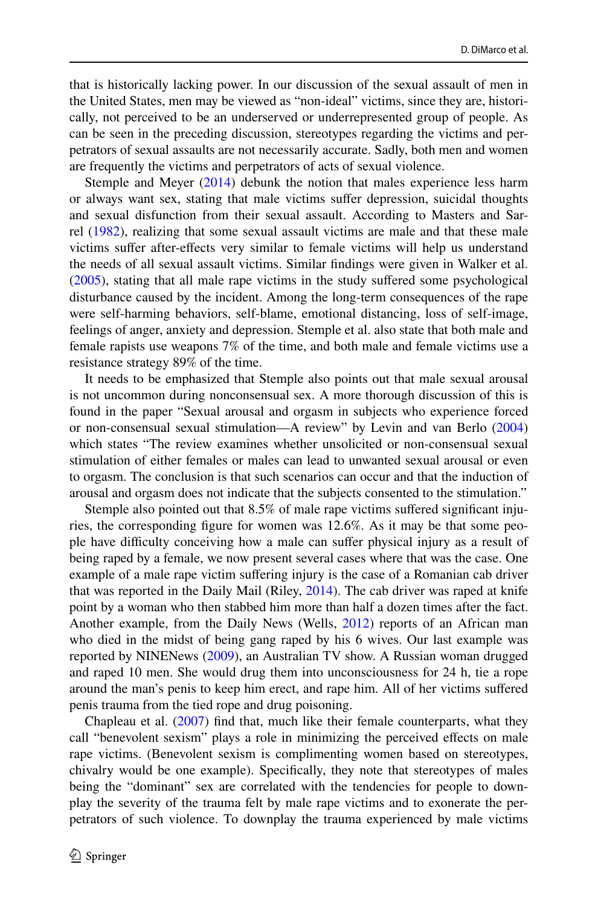that is historically lacking power. In our discussion of the sexual assault of men in the United States, men may be viewed as "non-ideal" victims, since they are, historically, not perceived to be an underserved or underrepresented group of people. As can be seen in the preceding discussion, stereotypes regarding the victims and perpetrators of sexual assaults are not necessarily accurate. Sadly, both men and women are frequently the victims and perpetrators of acts of sexual violence.

Stemple and Meyer (2014) debunk the notion that males experience less harm or always want sex, stating that male victims suffer depression, suicidal thoughts and sexual disfunction from their sexual assault. According to Masters and Sarrel (1982), realizing that some sexual assault victims are male and that these male victims suffer after-effects very similar to female victims will help us understand the needs of all sexual assault victims. Similar findings were given in Walker et al. (2005), stating that all male rape victims in the study suffered some psychological disturbance caused by the incident. Among the long-term consequences of the rape were self-harming behaviors, self-blame, emotional distancing, loss of self-image, feelings of anger, anxiety and depression. Stemple et al. also state that both male and female rapists use weapons 7% of the time, and both male and female victims use a resistance strategy 89% of the time.

It needs to be emphasized that Stemple also points out that male sexual arousal is not uncommon during nonconsensual sex. A more thorough discussion of this is found in the paper "Sexual arousal and orgasm in subjects who experience forced or non-consensual sexual stimulation—A review" by Levin and van Berlo (2004) which states "The review examines whether unsolicited or non-consensual sexual stimulation of either females or males can lead to unwanted sexual arousal or even to orgasm. The conclusion is that such scenarios can occur and that the induction of arousal and orgasm does not indicate that the subjects consented to the stimulation."

Stemple also pointed out that 8.5% of male rape victims suffered significant injuries, the corresponding figure for women was 12.6%. As it may be that some people have difficulty conceiving how a male can suffer physical injury as a result of being raped by a female, we now present several cases where that was the case. One example of a male rape victim suffering injury is the case of a Romanian cab driver that was reported in the Daily Mail (Riley, 2014). The cab driver was raped at knife point by a woman who then stabbed him more than half a dozen times after the fact. Another example, from the Daily News (Wells, 2012) reports of an African man who died in the midst of being gang raped by his 6 wives. Our last example was reported by NINENews (2009), an Australian TV show. A Russian woman drugged and raped 10 men. She would drug them into unconsciousness for 24 h, tie a rope around the man's penis to keep him erect, and rape him. All of her victims suffered penis trauma from the tied rope and drug poisoning.

Chapleau et al. (2007) find that, much like their female counterparts, what they call "benevolent sexism" plays a role in minimizing the perceived effects on male rape victims. (Benevolent sexism is complimenting women based on stereotypes, chivalry would be one example). Specifically, they note that stereotypes of males being the "dominant" sex are correlated with the tendencies for people to downplay the severity of the trauma felt by male rape victims and to exonerate the perpetrators of such violence. To downplay the trauma experienced by male victims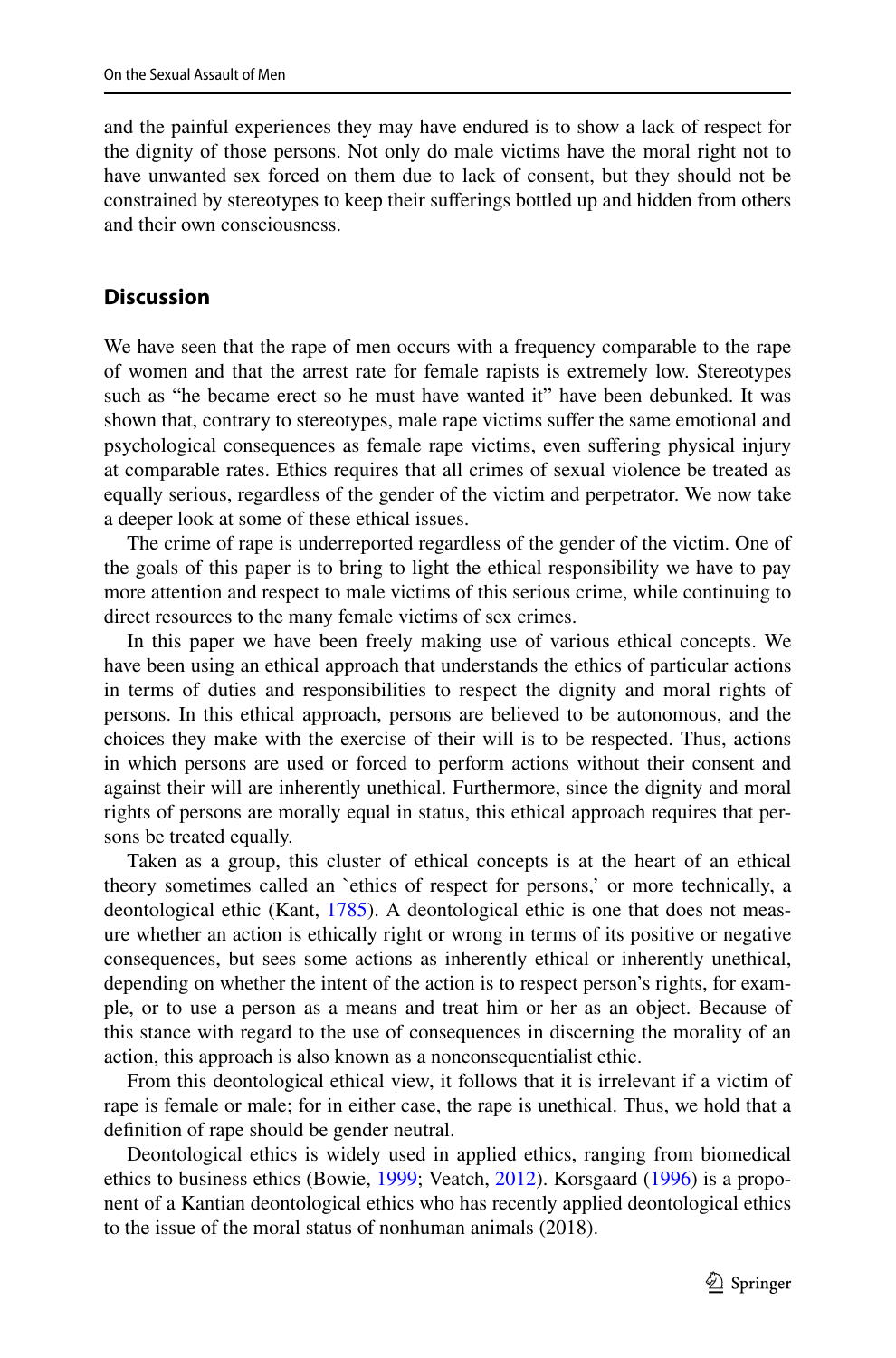and the painful experiences they may have endured is to show a lack of respect for the dignity of those persons. Not only do male victims have the moral right not to have unwanted sex forced on them due to lack of consent, but they should not be constrained by stereotypes to keep their sufferings bottled up and hidden from others and their own consciousness.

## Discussion

We have seen that the rape of men occurs with a frequency comparable to the rape of women and that the arrest rate for female rapists is extremely low. Stereotypes such as "he became erect so he must have wanted it" have been debunked. It was shown that, contrary to stereotypes, male rape victims suffer the same emotional and psychological consequences as female rape victims, even suffering physical injury at comparable rates. Ethics requires that all crimes of sexual violence be treated as equally serious, regardless of the gender of the victim and perpetrator. We now take a deeper look at some of these ethical issues.

The crime of rape is underreported regardless of the gender of the victim. One of the goals of this paper is to bring to light the ethical responsibility we have to pay more attention and respect to male victims of this serious crime, while continuing to direct resources to the many female victims of sex crimes.

In this paper we have been freely making use of various ethical concepts. We have been using an ethical approach that understands the ethics of particular actions in terms of duties and responsibilities to respect the dignity and moral rights of persons. In this ethical approach, persons are believed to be autonomous, and the choices they make with the exercise of their will is to be respected. Thus, actions in which persons are used or forced to perform actions without their consent and against their will are inherently unethical. Furthermore, since the dignity and moral rights of persons are morally equal in status, this ethical approach requires that persons be treated equally.

Taken as a group, this cluster of ethical concepts is at the heart of an ethical theory sometimes called an `ethics of respect for persons,' or more technically, a deontological ethic (Kant, 1785). A deontological ethic is one that does not measure whether an action is ethically right or wrong in terms of its positive or negative consequences, but sees some actions as inherently ethical or inherently unethical, depending on whether the intent of the action is to respect person's rights, for example, or to use a person as a means and treat him or her as an object. Because of this stance with regard to the use of consequences in discerning the morality of an action, this approach is also known as a nonconsequentialist ethic.

From this deontological ethical view, it follows that it is irrelevant if a victim of rape is female or male; for in either case, the rape is unethical. Thus, we hold that a definition of rape should be gender neutral.

Deontological ethics is widely used in applied ethics, ranging from biomedical ethics to business ethics (Bowie, 1999; Veatch, 2012). Korsgaard (1996) is a proponent of a Kantian deontological ethics who has recently applied deontological ethics to the issue of the moral status of nonhuman animals (2018).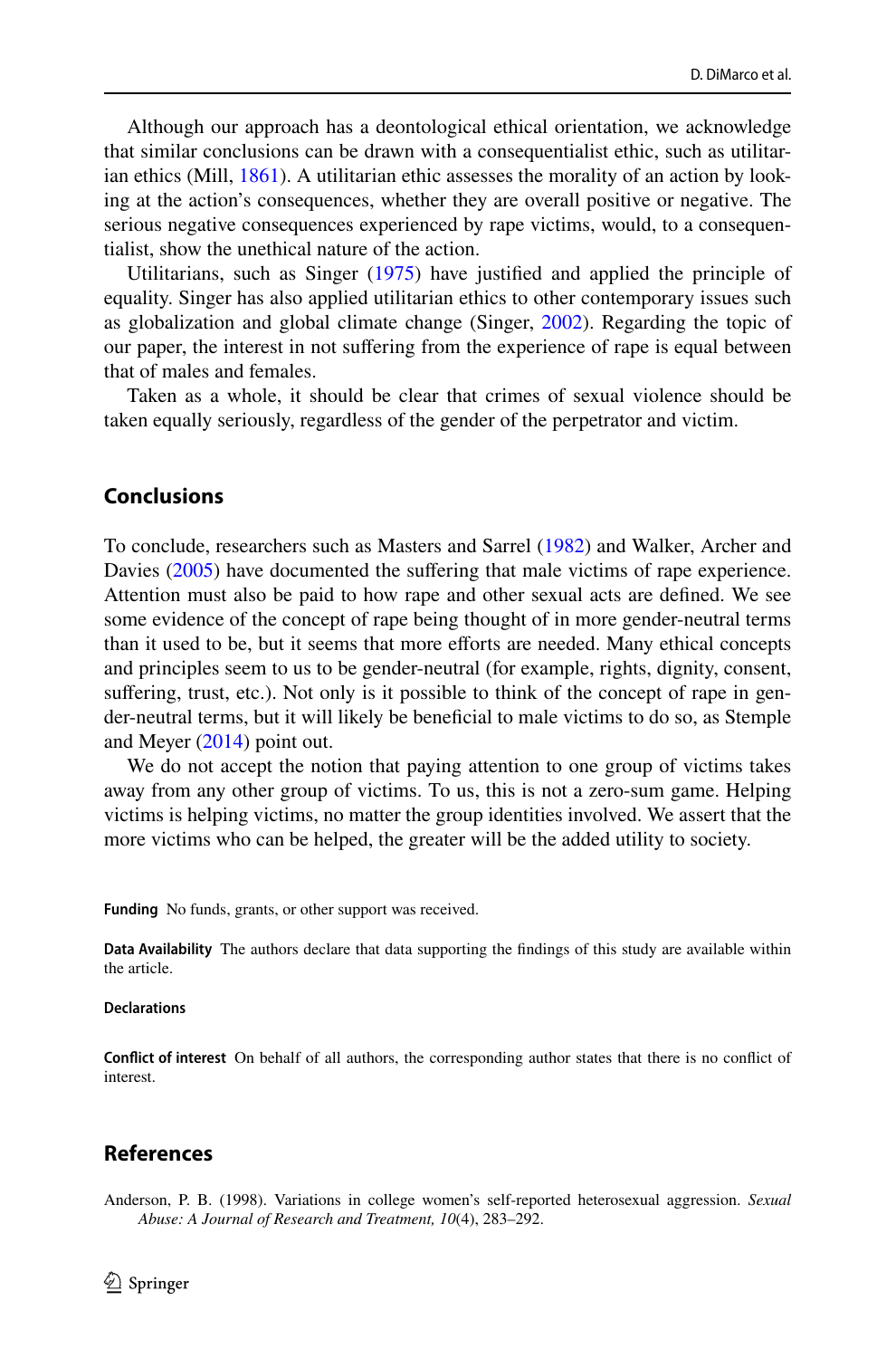Although our approach has a deontological ethical orientation, we acknowledge that similar conclusions can be drawn with a consequentialist ethic, such as utilitarian ethics (Mill, 1861). A utilitarian ethic assesses the morality of an action by looking at the action's consequences, whether they are overall positive or negative. The serious negative consequences experienced by rape victims, would, to a consequentialist, show the unethical nature of the action.

Utilitarians, such as Singer (1975) have justified and applied the principle of equality. Singer has also applied utilitarian ethics to other contemporary issues such as globalization and global climate change (Singer, 2002). Regarding the topic of our paper, the interest in not suffering from the experience of rape is equal between that of males and females.

Taken as a whole, it should be clear that crimes of sexual violence should be taken equally seriously, regardless of the gender of the perpetrator and victim.

## Conclusions

To conclude, researchers such as Masters and Sarrel (1982) and Walker, Archer and Davies (2005) have documented the suffering that male victims of rape experience. Attention must also be paid to how rape and other sexual acts are defined. We see some evidence of the concept of rape being thought of in more gender-neutral terms than it used to be, but it seems that more efforts are needed. Many ethical concepts and principles seem to us to be gender-neutral (for example, rights, dignity, consent, suffering, trust, etc.). Not only is it possible to think of the concept of rape in gender-neutral terms, but it will likely be beneficial to male victims to do so, as Stemple and Meyer (2014) point out.

We do not accept the notion that paying attention to one group of victims takes away from any other group of victims. To us, this is not a zero-sum game. Helping victims is helping victims, no matter the group identities involved. We assert that the more victims who can be helped, the greater will be the added utility to society.

**Funding** No funds, grants, or other support was received.

**Data Availability** The authors declare that data supporting the findings of this study are available within the article.

**Declarations**

**Conflict of interest** On behalf of all authors, the corresponding author states that there is no conflict of interest.

## References

Anderson, P. B. (1998). Variations in college women's self-reported heterosexual aggression. *Sexual Abuse: A Journal of Research and Treatment, 10*(4), 283–292.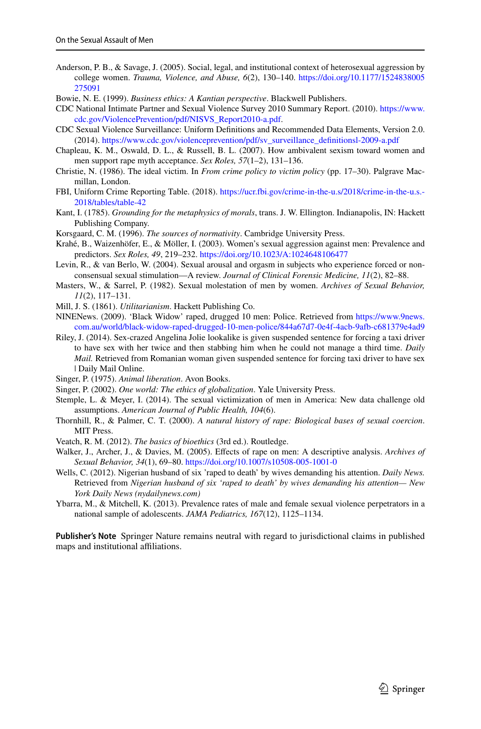Anderson, P. B., & Savage, J. (2005). Social, legal, and institutional context of heterosexual aggression by college women. *Trauma, Violence, and Abuse, 6*(2), 130–140. https://doi.org/10.1177/1524838005275091

Bowie, N. E. (1999). *Business ethics: A Kantian perspective*. Blackwell Publishers.

CDC National Intimate Partner and Sexual Violence Survey 2010 Summary Report. (2010). https://www.cdc.gov/ViolencePrevention/pdf/NISVS_Report2010-a.pdf.

CDC Sexual Violence Surveillance: Uniform Definitions and Recommended Data Elements, Version 2.0. (2014). https://www.cdc.gov/violenceprevention/pdf/sv_surveillance_definitionsl-2009-a.pdf

Chapleau, K. M., Oswald, D. L., & Russell, B. L. (2007). How ambivalent sexism toward women and men support rape myth acceptance. *Sex Roles, 57*(1–2), 131–136.

Christie, N. (1986). The ideal victim. In *From crime policy to victim policy* (pp. 17–30). Palgrave Macmillan, London.

FBI, Uniform Crime Reporting Table. (2018). https://ucr.fbi.gov/crime-in-the-u.s/2018/crime-in-the-u.s.-2018/tables/table-42

Kant, I. (1785). *Grounding for the metaphysics of morals*, trans. J. W. Ellington. Indianapolis, IN: Hackett Publishing Company.

Korsgaard, C. M. (1996). *The sources of normativity*. Cambridge University Press.

Krahé, B., Waizenhöfer, E., & Möller, I. (2003). Women's sexual aggression against men: Prevalence and predictors. *Sex Roles, 49*, 219–232. https://doi.org/10.1023/A:1024648106477

Levin, R., & van Berlo, W. (2004). Sexual arousal and orgasm in subjects who experience forced or non-consensual sexual stimulation—A review. *Journal of Clinical Forensic Medicine, 11*(2), 82–88.

Masters, W., & Sarrel, P. (1982). Sexual molestation of men by women. *Archives of Sexual Behavior, 11*(2), 117–131.

Mill, J. S. (1861). *Utilitarianism*. Hackett Publishing Co.

NINENews. (2009). 'Black Widow' raped, drugged 10 men: Police. Retrieved from https://www.9news.com.au/world/black-widow-raped-drugged-10-men-police/844a67d7-0e4f-4acb-9afb-c681379e4ad9

Riley, J. (2014). Sex-crazed Angelina Jolie lookalike is given suspended sentence for forcing a taxi driver to have sex with her twice and then stabbing him when he could not manage a third time. *Daily Mail.* Retrieved from Romanian woman given suspended sentence for forcing taxi driver to have sex | Daily Mail Online.

Singer, P. (1975). *Animal liberation*. Avon Books.

Singer, P. (2002). *One world: The ethics of globalization*. Yale University Press.

Stemple, L. & Meyer, I. (2014). The sexual victimization of men in America: New data challenge old assumptions. *American Journal of Public Health, 104*(6).

Thornhill, R., & Palmer, C. T. (2000). *A natural history of rape: Biological bases of sexual coercion*. MIT Press.

Veatch, R. M. (2012). *The basics of bioethics* (3rd ed.). Routledge.

Walker, J., Archer, J., & Davies, M. (2005). Effects of rape on men: A descriptive analysis. *Archives of Sexual Behavior, 34*(1), 69–80. https://doi.org/10.1007/s10508-005-1001-0

Wells, C. (2012). Nigerian husband of six 'raped to death' by wives demanding his attention. *Daily News.* Retrieved from *Nigerian husband of six 'raped to death' by wives demanding his attention— New York Daily News (nydailynews.com)*

Ybarra, M., & Mitchell, K. (2013). Prevalence rates of male and female sexual violence perpetrators in a national sample of adolescents. *JAMA Pediatrics, 167*(12), 1125–1134.

**Publisher's Note** Springer Nature remains neutral with regard to jurisdictional claims in published maps and institutional affiliations.